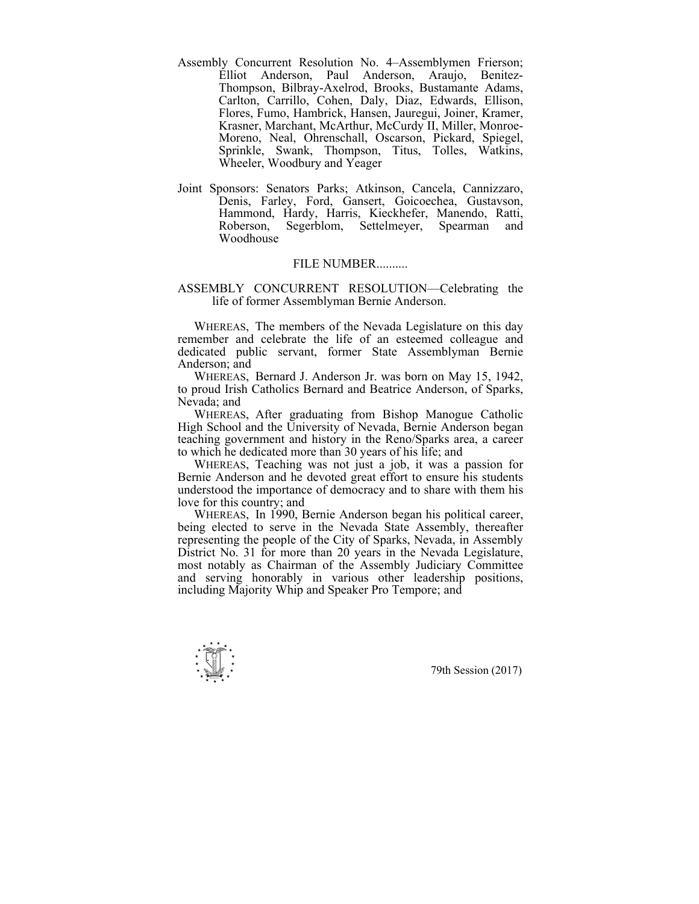Assembly Concurrent Resolution No. 4–Assemblymen Frierson; Elliot Anderson, Paul Anderson, Araujo, Benitez-Thompson, Bilbray-Axelrod, Brooks, Bustamante Adams, Carlton, Carrillo, Cohen, Daly, Diaz, Edwards, Ellison, Flores, Fumo, Hambrick, Hansen, Jauregui, Joiner, Kramer, Krasner, Marchant, McArthur, McCurdy II, Miller, Monroe-Moreno, Neal, Ohrenschall, Oscarson, Pickard, Spiegel, Sprinkle, Swank, Thompson, Titus, Tolles, Watkins, Wheeler, Woodbury and Yeager

Joint Sponsors: Senators Parks; Atkinson, Cancela, Cannizzaro, Denis, Farley, Ford, Gansert, Goicoechea, Gustavson, Hammond, Hardy, Harris, Kieckhefer, Manendo, Ratti, Roberson, Segerblom, Settelmeyer, Spearman and Woodhouse

FILE NUMBER..........

ASSEMBLY CONCURRENT RESOLUTION—Celebrating the life of former Assemblyman Bernie Anderson.

WHEREAS, The members of the Nevada Legislature on this day remember and celebrate the life of an esteemed colleague and dedicated public servant, former State Assemblyman Bernie Anderson; and

WHEREAS, Bernard J. Anderson Jr. was born on May 15, 1942, to proud Irish Catholics Bernard and Beatrice Anderson, of Sparks, Nevada; and

WHEREAS, After graduating from Bishop Manogue Catholic High School and the University of Nevada, Bernie Anderson began teaching government and history in the Reno/Sparks area, a career to which he dedicated more than 30 years of his life; and

WHEREAS, Teaching was not just a job, it was a passion for Bernie Anderson and he devoted great effort to ensure his students understood the importance of democracy and to share with them his love for this country; and

WHEREAS, In 1990, Bernie Anderson began his political career, being elected to serve in the Nevada State Assembly, thereafter representing the people of the City of Sparks, Nevada, in Assembly District No. 31 for more than 20 years in the Nevada Legislature, most notably as Chairman of the Assembly Judiciary Committee and serving honorably in various other leadership positions, including Majority Whip and Speaker Pro Tempore; and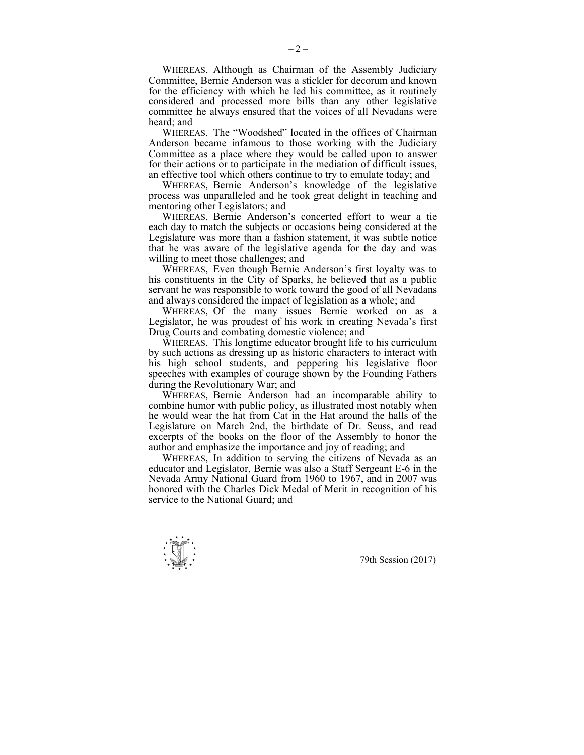WHEREAS, Although as Chairman of the Assembly Judiciary Committee, Bernie Anderson was a stickler for decorum and known for the efficiency with which he led his committee, as it routinely considered and processed more bills than any other legislative committee he always ensured that the voices of all Nevadans were heard; and

WHEREAS, The "Woodshed" located in the offices of Chairman Anderson became infamous to those working with the Judiciary Committee as a place where they would be called upon to answer for their actions or to participate in the mediation of difficult issues, an effective tool which others continue to try to emulate today; and

WHEREAS, Bernie Anderson's knowledge of the legislative process was unparalleled and he took great delight in teaching and mentoring other Legislators; and

WHEREAS, Bernie Anderson's concerted effort to wear a tie each day to match the subjects or occasions being considered at the Legislature was more than a fashion statement, it was subtle notice that he was aware of the legislative agenda for the day and was willing to meet those challenges; and

WHEREAS, Even though Bernie Anderson's first loyalty was to his constituents in the City of Sparks, he believed that as a public servant he was responsible to work toward the good of all Nevadans and always considered the impact of legislation as a whole; and

WHEREAS, Of the many issues Bernie worked on as a Legislator, he was proudest of his work in creating Nevada's first Drug Courts and combating domestic violence; and

WHEREAS, This longtime educator brought life to his curriculum by such actions as dressing up as historic characters to interact with his high school students, and peppering his legislative floor speeches with examples of courage shown by the Founding Fathers during the Revolutionary War; and

WHEREAS, Bernie Anderson had an incomparable ability to combine humor with public policy, as illustrated most notably when he would wear the hat from Cat in the Hat around the halls of the Legislature on March 2nd, the birthdate of Dr. Seuss, and read excerpts of the books on the floor of the Assembly to honor the author and emphasize the importance and joy of reading; and

WHEREAS, In addition to serving the citizens of Nevada as an educator and Legislator, Bernie was also a Staff Sergeant E-6 in the Nevada Army National Guard from 1960 to 1967, and in 2007 was honored with the Charles Dick Medal of Merit in recognition of his service to the National Guard; and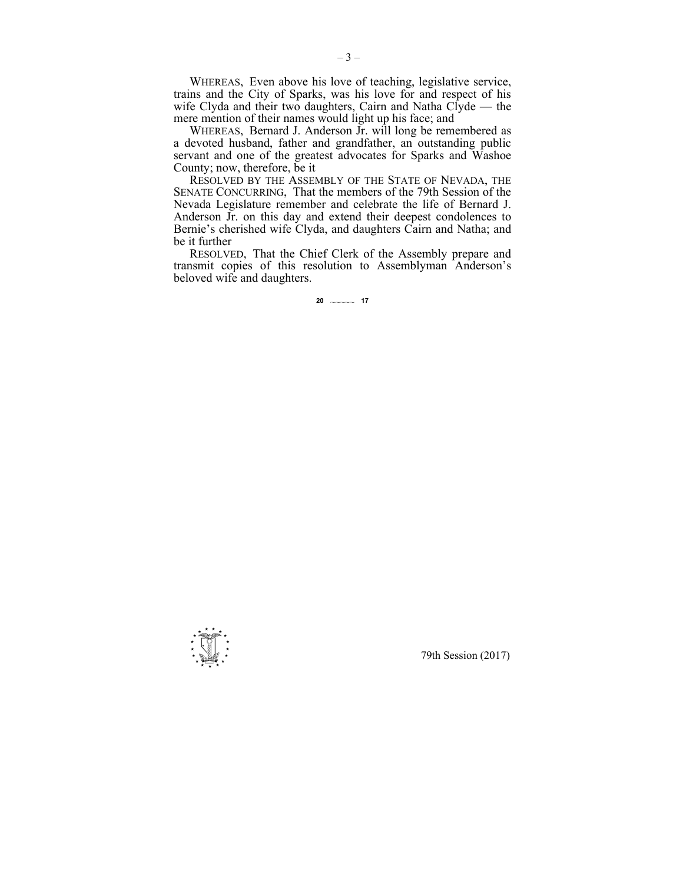WHEREAS, Even above his love of teaching, legislative service, trains and the City of Sparks, was his love for and respect of his wife Clyda and their two daughters, Cairn and Natha Clyde — the mere mention of their names would light up his face; and

WHEREAS, Bernard J. Anderson Jr. will long be remembered as a devoted husband, father and grandfather, an outstanding public servant and one of the greatest advocates for Sparks and Washoe County; now, therefore, be it

RESOLVED BY THE ASSEMBLY OF THE STATE OF NEVADA, THE SENATE CONCURRING, That the members of the 79th Session of the Nevada Legislature remember and celebrate the life of Bernard J. Anderson Jr. on this day and extend their deepest condolences to Bernie's cherished wife Clyda, and daughters Cairn and Natha; and be it further

RESOLVED, That the Chief Clerk of the Assembly prepare and transmit copies of this resolution to Assemblyman Anderson's beloved wife and daughters.

20 ~~~~~ 17